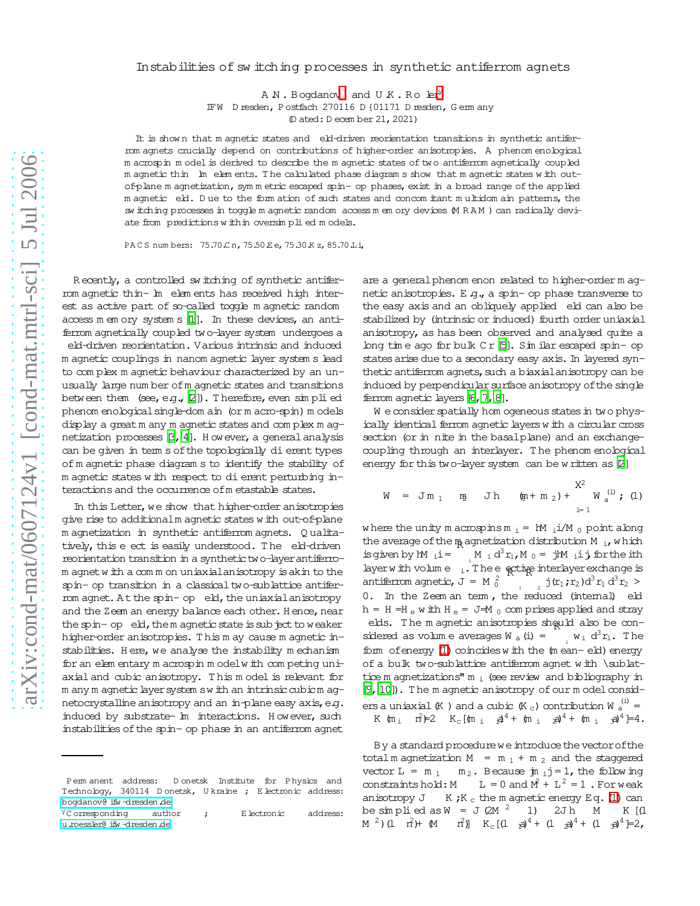# Instabilities of switching processes in synthetic antiferromagnets

A.N. Bogdanov[*] and U.K. Rößler[†]

IFW Dresden, Postfach 270116 D-01171 Dresden, Germany

(Dated: December 21, 2021)

It is shown that magnetic states and field-driven reorientation transitions in synthetic antiferromagnets crucially depend on contributions of higher-order anisotropies. A phenomenological macrospin model is derived to describe the magnetic states of two antiferromagnetically coupled magnetic thin film elements. The calculated phase diagrams show that magnetic states with out-of-plane magnetization, symmetric escaped spin-flop phases, exist in a broad range of the applied magnetic field. Due to the formation of such states and concomitant multidomain patterns, the switching processes in toggle magnetic random access memory devices (MRAM) can radically deviate from predictions within oversimplified models.

PACS numbers: 75.70.Cn, 75.50.Ee, 75.30.Kz, 85.70.Li,

Recently, a controlled switching of synthetic antiferromagnetic thin-film elements has received high interest as active part of so-called toggle magnetic random access memory systems [1]. In these devices, an antiferromagnetically coupled two-layer system undergoes a field-driven reorientation. Various intrinsic and induced magnetic couplings in nanomagnetic layer systems lead to complex magnetic behaviour characterized by an unusually large number of magnetic states and transitions between them (see, e.g., [2]). Therefore, even simplified phenomenological single-domain (or macro-spin) models display a great many magnetic states and complex magnetization processes [3, 4]. However, a general analysis can be given in terms of the topologically different types of magnetic phase diagrams to identify the stability of magnetic states with respect to different perturbing interactions and the occurrence of metastable states.

In this Letter, we show that higher-order anisotropies give rise to additional magnetic states with out-of-plane magnetization in synthetic antiferromagnets. Qualitatively, this effect is easily understood. The field-driven reorientation transition in a synthetic two-layer antiferromagnet with a common uniaxial anisotropy is akin to the spin-flop transition in a classical two-sublattice antiferromagnet. At the spin-flop field, the uniaxial anisotropy and the Zeeman energy balance each other. Hence, near the spin-flop field, the magnetic state is subject to weaker higher-order anisotropies. This may cause magnetic instabilities. Here, we analyse the instability mechanism for an elementary macrospin model with competing uniaxial and cubic anisotropy. This model is relevant for many magnetic layer systems with an intrinsic cubic magnetocrystalline anisotropy and an in-plane easy axis, e.g. induced by substrate-film interactions. However, such instabilities of the spin-flop phase in an antiferromagnet are a general phenomenon related to higher-order magnetic anisotropies. E.g., a spin-flop phase transverse to the easy axis and an obliquely applied field can also be stabilized by (intrinsic or induced) fourth order uniaxial anisotropy, as has been observed and analysed quite a long time ago for bulk Cr [5]. Similar escaped spin-flop states arise due to a secondary easy axis. In layered synthetic antiferromagnets, such a biaxial anisotropy can be induced by perpendicular surface anisotropy of the single ferromagnetic layers [6, 7, 8].

We consider spatially homogeneous states in two physically identical ferromagnetic layers with a circular cross section (or infinite in the basal plane) and an exchange-coupling through an interlayer. The phenomenological energy for this two-layer system can be written as [2]

$$W = J\mathbf{m}_1 \cdot \mathbf{m}_2 - J\mathbf{h} \cdot (\mathbf{m}_1 + \mathbf{m}_2) + \sum_{i=1}^{2} W_a^{(i)}, \quad (1)$$

where the unity macrospins $\mathbf{m}_i = \langle \mathbf{M}_i \rangle / M_0$ point along the average of the magnetization distribution $\mathbf{M}_i$, which is given by $\langle \mathbf{M}_i \rangle = \int_{\mathcal{V}_i} \mathbf{M}_i d^3 r_i$, $M_0 = |\langle \mathbf{M}_i \rangle|$ for the $i$th layer with volume $\mathcal{V}_i$. The effective interlayer exchange is antiferromagnetic, $J = M_0^2 \int_{\mathcal{V}_1} \int_{\mathcal{V}_2} j(\mathbf{r}_1; \mathbf{r}_2) d^3 r_1 d^3 r_2 > 0$. In the Zeeman term, the reduced (internal) field $\mathbf{h} = \mathbf{H}/H_e$ with $H_e = J/M_0$ comprises applied and stray fields. The magnetic anisotropies should also be considered as volume averages $W_a(i) = \int_{\mathcal{V}_i} w_i d^3 r_i$. The form of energy (1) coincides with the (mean-field) energy of a bulk two-sublattice antiferromagnet with "sublattice magnetizations" $\mathbf{m}_i$ (see review and bibliography in [9, 10]). The magnetic anisotropy of our model considers a uniaxial ($K$) and a cubic ($K_c$) contribution $W_a^{(i)} = -K(\mathbf{m}_i \cdot \mathbf{n})^2/2 - K_c[(m_{i1})^4 + (m_{i2})^4 + (m_{i3})^4]/4$.

By a standard procedure we introduce the vector of the total magnetization $\mathbf{M} = \mathbf{m}_1 + \mathbf{m}_2$ and the staggered vector $\mathbf{L} = \mathbf{m}_1 - \mathbf{m}_2$. Because $|\mathbf{m}_i| = 1$, the following constraints hold: $\mathbf{M} \cdot \mathbf{L} = 0$ and $\mathbf{M}^2 + \mathbf{L}^2 = 1$. For weak anisotropy $J \gg K, K_c$ the magnetic energy Eq. (1) can be simplified as $W = J(2\mathbf{M}^2 - 1) - 2J\mathbf{h} \cdot \mathbf{M} - K[(1 - \mathbf{M}^2)(1 - n_l^2) + (\mathbf{M} \cdot \mathbf{n})^2] - K_c[(1 - l_1)^4 + (1 - l_2)^4 + (1 - l_3)^4]/2$,

---

[*] Permanent address: Donetsk Institute for Physics and Technology, 340114 Donetsk, Ukraine; Electronic address: bogdanov@ifw-dresden.de

[†] Corresponding author; Electronic address: u.roessler@ifw-dresden.de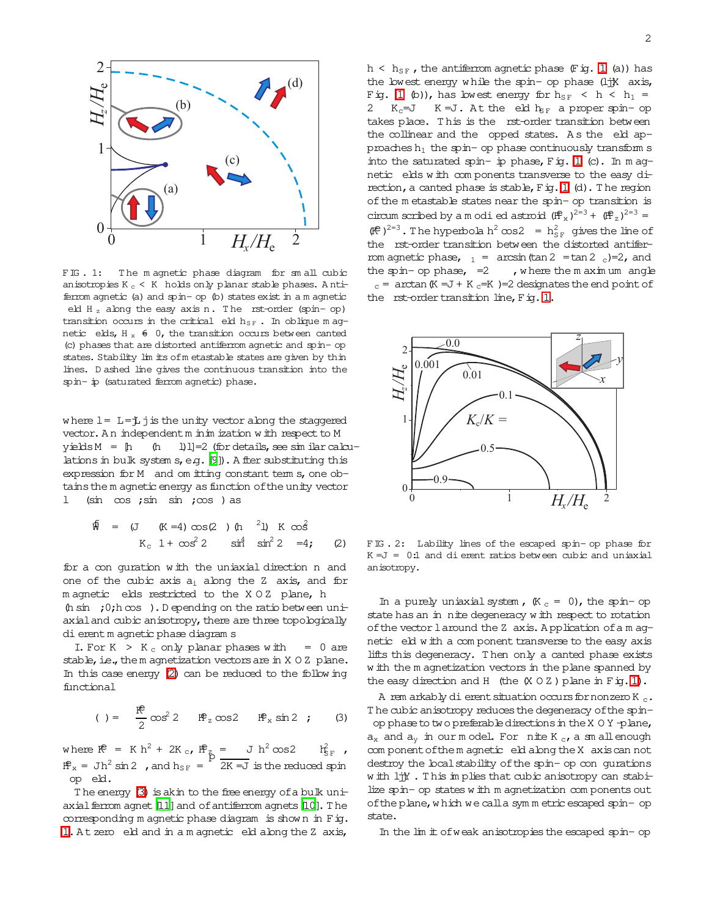FIG. 1: The magnetic phase diagram for small cubic anisotropies $K_c < K$ holds only planar stable phases. Antiferromagnetic (a) and spin-flop (b) states exist in a magnetic field $H_z$ along the easy axis n. The first-order (spin-flop) transition occurs in the critical field $h_{SF}$. In oblique magnetic fields, $H_x \neq 0$, the transition occurs between canted (c) phases that are distorted antiferromagnetic and spin-flop states. Stability limits of metastable states are given by thin lines. Dashed line gives the continuous transition into the spin-flip (saturated ferromagnetic) phase.

where $\mathbf{l} = \mathbf{L}/|\mathbf{L}|$ is the unity vector along the staggered vector. An independent minimization with respect to $\mathbf{M}$ yields $\mathbf{M} = [\mathbf{h} - (\mathbf{h}\cdot\mathbf{l})\mathbf{l}]/2$ (for details, see similar calculations in bulk systems, e.g. [9]). After substituting this expression for $\mathbf{M}$ and omitting constant terms, one obtains the magnetic energy as function of the unity vector $\mathbf{l} = (\sin\theta\cos\psi; \sin\theta\sin\psi; \cos\theta)$ as

$$\widetilde{W} = (J - (K/4)\cos(2\theta))(\mathbf{h}\cdot\mathbf{l})^2 - K\cos^2\theta - K_c\left[1 + \cos^2 2\theta - \sin^4\theta\sin^2 2\psi\right]/4; \quad (2)$$

for a configuration with the uniaxial direction $\mathbf{n}$ and one of the cubic axis $\mathbf{a}_i$ along the $Z$ axis, and for magnetic fields restricted to the $XOZ$ plane, $\mathbf{h} = (h\sin\psi; 0; h\cos\psi)$. Depending on the ratio between uniaxial and cubic anisotropy, there are three topologically different magnetic phase diagrams

I. For $K > K_c$ only planar phases with $\psi = 0$ are stable, i.e., the magnetization vectors are in $XOZ$ plane. In this case energy (2) can be reduced to the following functional

$$\Phi(\theta) = -\frac{\widetilde{K}}{2}\cos^2 2\theta - \widetilde{H}_z\cos 2\theta - \widetilde{H}_x\sin 2\theta\,; \quad (3)$$

where $\widetilde{K} = Kh^2 + 2K_c$, $\widetilde{H}_z = \sqrt{J}\left(h^2\cos 2\psi - h_{SF}^2\right)$, $\widetilde{H}_x = Jh^2\sin 2\psi$, and $h_{SF} = \sqrt{2K/J}$ is the reduced spin-flop field.

The energy (3) is akin to the free energy of a bulk uniaxial ferromagnet [11] and of antiferromagnets [10]. The corresponding magnetic phase diagram is shown in Fig. 1. At zero field and in a magnetic field along the $Z$ axis, $h < h_{SF}$, the antiferromagnetic phase (Fig. 1 (a)) has the lowest energy while the spin-flop phase ($\mathbf{l} \parallel X$ axis, Fig. 1 (b)), has lowest energy for $h_{SF} < h < h_1 = 2\sqrt{K_c/J - K/J}$. At the field $h_{SF}$ a proper spin-flop takes place. This is the first-order transition between the collinear and the flopped states. As the field approaches $h_1$ the spin-flop phase continuously transforms into the saturated spin-flip phase, Fig. 1 (c). In magnetic fields with components transverse to the easy direction, a canted phase is stable, Fig. 1 (d). The region of the metastable states near the spin-flop transition is circumscribed by a modified astroid $(\widetilde{H}_x)^{2/3} + (\widetilde{H}_z)^{2/3} = (\widetilde{K})^{2/3}$. The hyperbola $h^2\cos 2\psi = h_{SF}^2$ gives the line of the first-order transition between the distorted antiferromagnetic phase, $\theta_1 = \arcsin(\tan 2\psi/\tan 2\psi_c)/2$, and the spin-flop phase, $\pi/2 - \theta_1$, where the maximum angle $\psi_c = \arctan(K/J + K_c/K)/2$ designates the end point of the first-order transition line, Fig. 1.

FIG. 2: Lability lines of the escaped spin-flop phase for $K/J = 0.1$ and different ratios between cubic and uniaxial anisotropy.

In a purely uniaxial system, ($K_c = 0$), the spin-flop state has an infinite degeneracy with respect to rotation of the vector $\mathbf{l}$ around the $Z$ axis. Application of a magnetic field with a component transverse to the easy axis lifts this degeneracy. Then only a canted phase exists with the magnetization vectors in the plane spanned by the easy direction and $\mathbf{H}$ (the $XOZ$) plane in Fig. 1).

A remarkably different situation occurs for nonzero $K_c$. The cubic anisotropy reduces the degeneracy of the spin-flop phase to two preferable directions in the $XOY$-plane, $\mathbf{a}_x$ and $\mathbf{a}_y$ in our model. For finite $K_c$, a small enough component of the magnetic field along the $X$ axis can not destroy the local stability of the spin-flop configurations with $\mathbf{l} \parallel Y$. This implies that cubic anisotropy can stabilize spin-flop states with magnetization components out of the plane, which we call a symmetric escaped spin-flop state.

In the limit of weak anisotropies the escaped spin-flop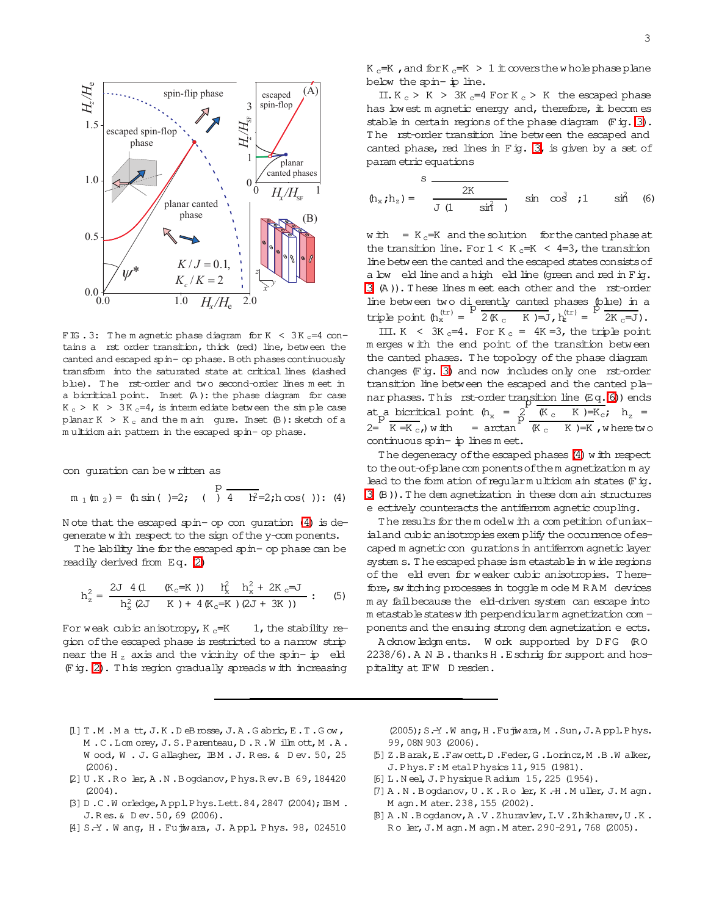FIG. 3: The magnetic phase diagram for $K < 3K_c/4$ contains a first order transition, thick (red) line, between the canted and escaped spin-flop phase. Both phases continuously transform into the saturated state at critical lines (dashed blue). The first-order and two second-order lines meet in a bicritical point. Inset (A): the phase diagram for case $K_c > K > 3K_c/4$, is intermediate between the simple case planar $K > K_c$ and the main figure. Inset (B): sketch of a multidomain pattern in the escaped spin-flop phase.

configuration can be written as

$$m_1(m_2) = (h\sin(\psi)/2;\ (\pm)\sqrt{4 - h^2}/2;\ h\cos(\psi)). \quad (4)$$

Note that the escaped spin-flop configuration (4) is degenerate with respect to the sign of the y-components.

The lability line for the escaped spin-flop phase can be readily derived from Eq. (2)

$$h_z^2 = \frac{2J\,[4(1-(K_c/K)) - h_x^2]\,[h_x^2 + 2K_c/J]}{h_x^2(2J - K) + 4(K_c/K)(2J + 3K)}. \quad (5)$$

For weak cubic anisotropy, $K_c/K \ll 1$, the stability region of the escaped phase is restricted to a narrow strip near the $H_z$ axis and the vicinity of the spin-flip field (Fig. 2). This region gradually spreads with increasing $K_c/K$, and for $K_c/K > 1$ it covers the whole phase plane below the spin-flip line.

II. $K_c > K > 3K_c/4$ For $K_c > K$ the escaped phase has lowest magnetic energy and, therefore, it becomes stable in certain regions of the phase diagram (Fig. 3). The first-order transition line between the escaped and canted phase, red lines in Fig. 3, is given by a set of parametric equations

$$(h_x; h_z) = \sqrt{\frac{2K}{J(1-\kappa\sin^2\theta)}}\left(\kappa\sin\theta\cos^3\theta;\ 1 - \kappa\sin^2\theta\right) \quad (6)$$

with $\kappa = K_c/K$ and the solution $\theta$ for the canted phase at the transition line. For $1 < K_c/K < 4/3$, the transition line between the canted and the escaped states consists of a low field line and a high field line (green and red in Fig. 3 (A)). These lines meet each other and the first-order line between two differently canted phases (blue) in a triple point ($h_x^{(tr)} = \sqrt{2(K_c - K)/J}$, $h_z^{(tr)} = \sqrt{2K_c/J}$).

III. $K < 3K_c/4$. For $K_c = 4K/3$, the triple point merges with the end point of the transition between the canted phases. The topology of the phase diagram changes (Fig. 3) and now includes only one first-order transition line between the escaped and the canted planar phases. This first-order transition line (Eq. (6)) ends at a bicritical point ($h_x = \frac{2}{\sqrt{\quad}}\sqrt{(K_c - K)/K_c}$; $h_z = 2/\sqrt{1 - K/K_c}$) with $\psi = \arctan\sqrt{(K_c - K)/K}$, where two continuous spin-flip lines meet.

The degeneracy of the escaped phases (4) with respect to the out-of-plane components of the magnetization may lead to the formation of regular multidomain states (Fig. 3 (B)). The demagnetization in these domain structures effectively counteracts the antiferromagnetic coupling.

The results for the model with a competition of uniaxial and cubic anisotropies exemplify the occurrence of escaped magnetic configurations in antiferromagnetic layer systems. The escaped phase is metastable in wide regions of the field even for weaker cubic anisotropies. Therefore, switching processes in toggle mode MRAM devices may fail because the field-driven system can escape into metastable states with perpendicular magnetization components and the ensuing strong demagnetization effects.

*Acknowledgments.* Work supported by DFG (RO 2238/6). A.N.B. thanks H. Eschrig for support and hospitality at IFW Dresden.

---

[1] T. M. Maffitt, J. K. DeBrosse, J. A. Gabric, E. T. Gow, M. C. Lamorey, J. S. Parenteau, D. R. Willmott, M. A. Wood, W. J. Gallagher, IBM. J. Res. & Dev. 50, 25 (2006).

[2] U. K. Rößler, A. N. Bogdanov, Phys. Rev. B 69, 184420 (2004).

[3] D. C. Worledge, Appl. Phys. Lett. 84, 2847 (2004); IBM. J. Res. & Dev. 50, 69 (2006).

[4] S.-Y. Wang, H. Fujiwara, J. Appl. Phys. 98, 024510 (2005); S.-Y. Wang, H. Fujiwara, M. Sun, J. Appl. Phys. 99, 08N903 (2006).

[5] Z. Barak, E. Fawcett, D. Feder, G. Lorincz, M. B. Walker, J. Phys. F: Metal Physics 11, 915 (1981).

[6] L. Néel, J. Physique Radium 15, 225 (1954).

[7] A. N. Bogdanov, U. K. Rößler, K.-H. Müller, J. Magn. Magn. Mater. 238, 155 (2002).

[8] A. N. Bogdanov, A. V. Zhuravlev, I. V. Zhikharev, U. K. Rößler, J. Magn. Magn. Mater. 290-291, 768 (2005).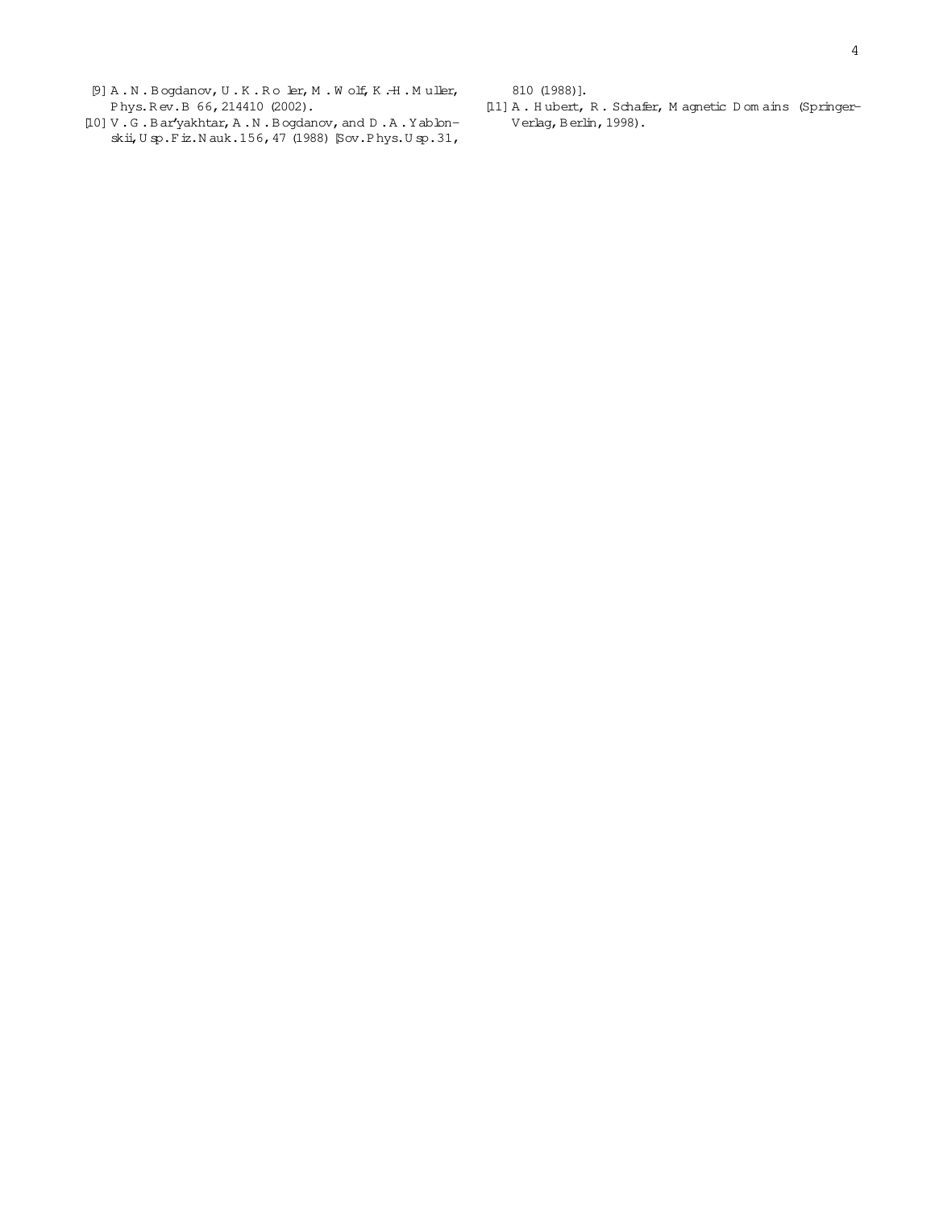[9] A. N. Bogdanov, U. K. Rößler, M. Wolf, K.-H. Müller, Phys. Rev. B 66, 214410 (2002).

[10] V. G. Bar'yakhtar, A. N. Bogdanov, and D. A. Yablonskii, Usp. Fiz. Nauk. 156, 47 (1988) [Sov. Phys. Usp. 31, 810 (1988)].

[11] A. Hubert, R. Schafer, Magnetic Domains (Springer-Verlag, Berlin, 1998).